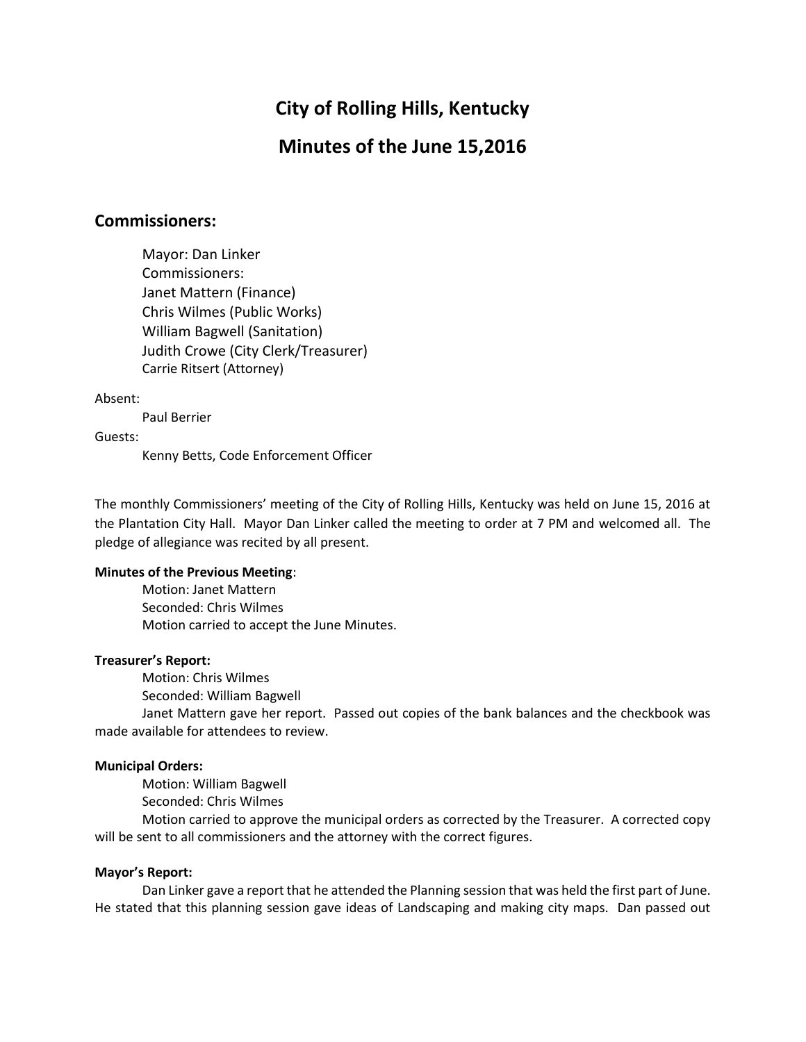# City of Rolling Hills, Kentucky

# Minutes of the June 15,2016

## Commissioners:

Mayor: Dan Linker
Commissioners:
Janet Mattern (Finance)
Chris Wilmes (Public Works)
William Bagwell (Sanitation)
Judith Crowe (City Clerk/Treasurer)
Carrie Ritsert (Attorney)

Absent:

Paul Berrier

Guests:

Kenny Betts, Code Enforcement Officer

The monthly Commissioners' meeting of the City of Rolling Hills, Kentucky was held on June 15, 2016 at the Plantation City Hall. Mayor Dan Linker called the meeting to order at 7 PM and welcomed all. The pledge of allegiance was recited by all present.

**Minutes of the Previous Meeting**:

Motion: Janet Mattern
Seconded: Chris Wilmes
Motion carried to accept the June Minutes.

**Treasurer's Report:**

Motion: Chris Wilmes
Seconded: William Bagwell
Janet Mattern gave her report. Passed out copies of the bank balances and the checkbook was made available for attendees to review.

**Municipal Orders:**

Motion: William Bagwell
Seconded: Chris Wilmes
Motion carried to approve the municipal orders as corrected by the Treasurer. A corrected copy will be sent to all commissioners and the attorney with the correct figures.

**Mayor's Report:**

Dan Linker gave a report that he attended the Planning session that was held the first part of June. He stated that this planning session gave ideas of Landscaping and making city maps. Dan passed out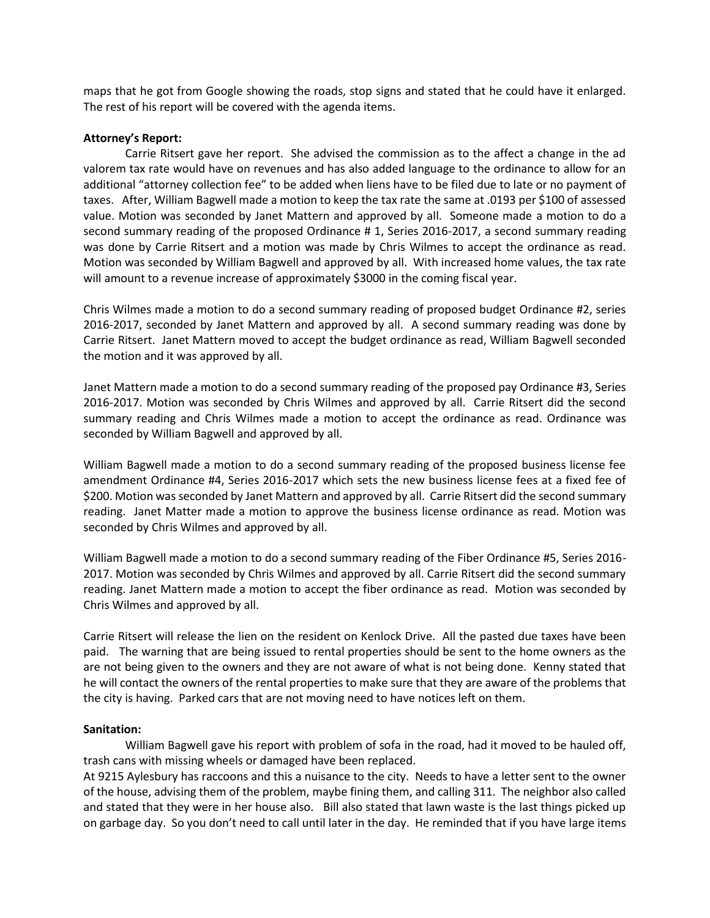maps that he got from Google showing the roads, stop signs and stated that he could have it enlarged. The rest of his report will be covered with the agenda items.

**Attorney's Report:**

Carrie Ritsert gave her report. She advised the commission as to the affect a change in the ad valorem tax rate would have on revenues and has also added language to the ordinance to allow for an additional "attorney collection fee" to be added when liens have to be filed due to late or no payment of taxes. After, William Bagwell made a motion to keep the tax rate the same at .0193 per $100 of assessed value. Motion was seconded by Janet Mattern and approved by all. Someone made a motion to do a second summary reading of the proposed Ordinance # 1, Series 2016-2017, a second summary reading was done by Carrie Ritsert and a motion was made by Chris Wilmes to accept the ordinance as read. Motion was seconded by William Bagwell and approved by all. With increased home values, the tax rate will amount to a revenue increase of approximately $3000 in the coming fiscal year.

Chris Wilmes made a motion to do a second summary reading of proposed budget Ordinance #2, series 2016-2017, seconded by Janet Mattern and approved by all. A second summary reading was done by Carrie Ritsert. Janet Mattern moved to accept the budget ordinance as read, William Bagwell seconded the motion and it was approved by all.

Janet Mattern made a motion to do a second summary reading of the proposed pay Ordinance #3, Series 2016-2017. Motion was seconded by Chris Wilmes and approved by all. Carrie Ritsert did the second summary reading and Chris Wilmes made a motion to accept the ordinance as read. Ordinance was seconded by William Bagwell and approved by all.

William Bagwell made a motion to do a second summary reading of the proposed business license fee amendment Ordinance #4, Series 2016-2017 which sets the new business license fees at a fixed fee of $200. Motion was seconded by Janet Mattern and approved by all. Carrie Ritsert did the second summary reading. Janet Matter made a motion to approve the business license ordinance as read. Motion was seconded by Chris Wilmes and approved by all.

William Bagwell made a motion to do a second summary reading of the Fiber Ordinance #5, Series 2016-2017. Motion was seconded by Chris Wilmes and approved by all. Carrie Ritsert did the second summary reading. Janet Mattern made a motion to accept the fiber ordinance as read. Motion was seconded by Chris Wilmes and approved by all.

Carrie Ritsert will release the lien on the resident on Kenlock Drive. All the pasted due taxes have been paid. The warning that are being issued to rental properties should be sent to the home owners as the are not being given to the owners and they are not aware of what is not being done. Kenny stated that he will contact the owners of the rental properties to make sure that they are aware of the problems that the city is having. Parked cars that are not moving need to have notices left on them.

**Sanitation:**

William Bagwell gave his report with problem of sofa in the road, had it moved to be hauled off, trash cans with missing wheels or damaged have been replaced.

At 9215 Aylesbury has raccoons and this a nuisance to the city. Needs to have a letter sent to the owner of the house, advising them of the problem, maybe fining them, and calling 311. The neighbor also called and stated that they were in her house also. Bill also stated that lawn waste is the last things picked up on garbage day. So you don't need to call until later in the day. He reminded that if you have large items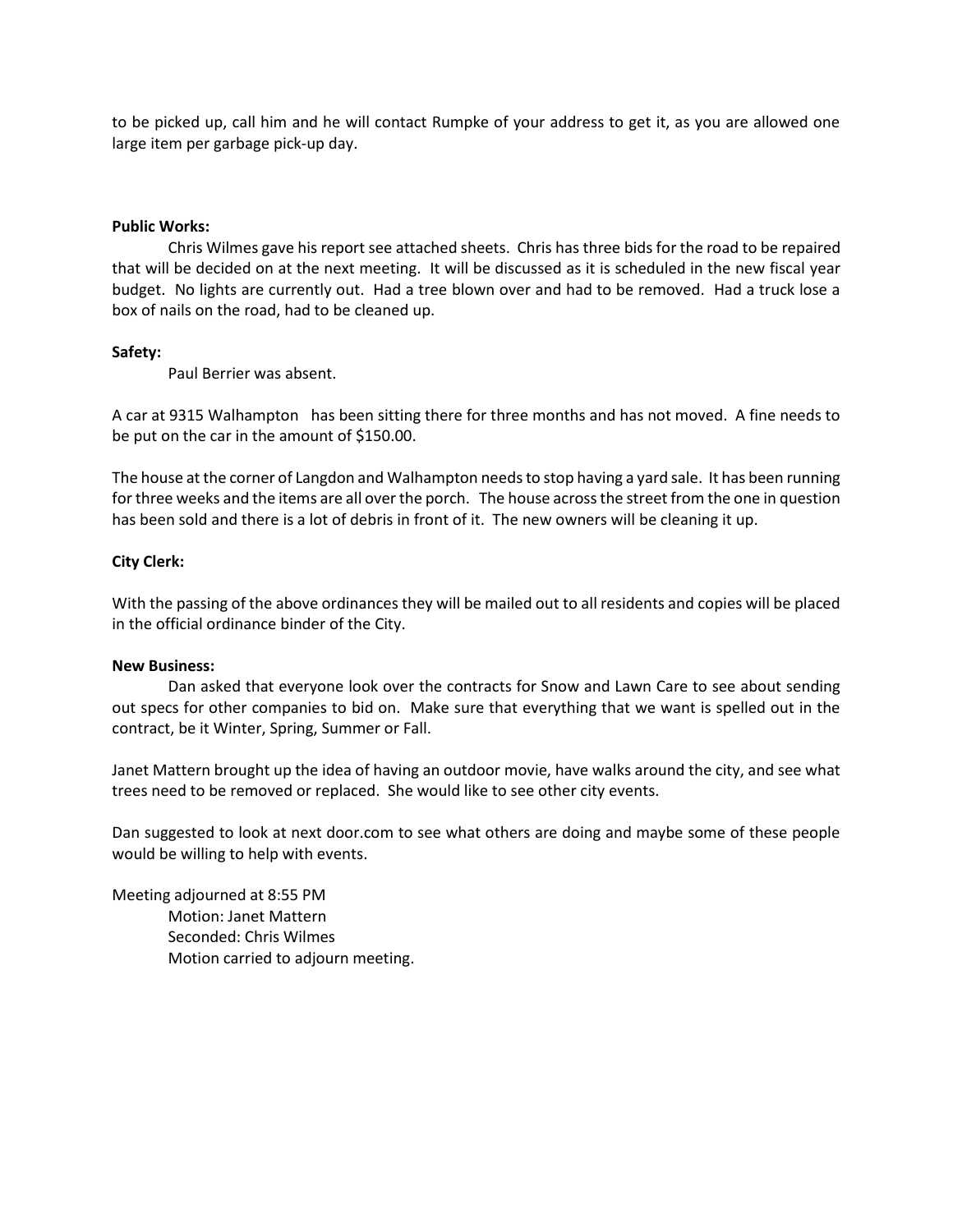to be picked up, call him and he will contact Rumpke of your address to get it, as you are allowed one large item per garbage pick-up day.

**Public Works:**

Chris Wilmes gave his report see attached sheets. Chris has three bids for the road to be repaired that will be decided on at the next meeting. It will be discussed as it is scheduled in the new fiscal year budget. No lights are currently out. Had a tree blown over and had to be removed. Had a truck lose a box of nails on the road, had to be cleaned up.

**Safety:**

Paul Berrier was absent.

A car at 9315 Walhampton has been sitting there for three months and has not moved. A fine needs to be put on the car in the amount of $150.00.

The house at the corner of Langdon and Walhampton needs to stop having a yard sale. It has been running for three weeks and the items are all over the porch. The house across the street from the one in question has been sold and there is a lot of debris in front of it. The new owners will be cleaning it up.

**City Clerk:**

With the passing of the above ordinances they will be mailed out to all residents and copies will be placed in the official ordinance binder of the City.

**New Business:**

Dan asked that everyone look over the contracts for Snow and Lawn Care to see about sending out specs for other companies to bid on. Make sure that everything that we want is spelled out in the contract, be it Winter, Spring, Summer or Fall.

Janet Mattern brought up the idea of having an outdoor movie, have walks around the city, and see what trees need to be removed or replaced. She would like to see other city events.

Dan suggested to look at next door.com to see what others are doing and maybe some of these people would be willing to help with events.

Meeting adjourned at 8:55 PM

Motion: Janet Mattern
Seconded: Chris Wilmes
Motion carried to adjourn meeting.